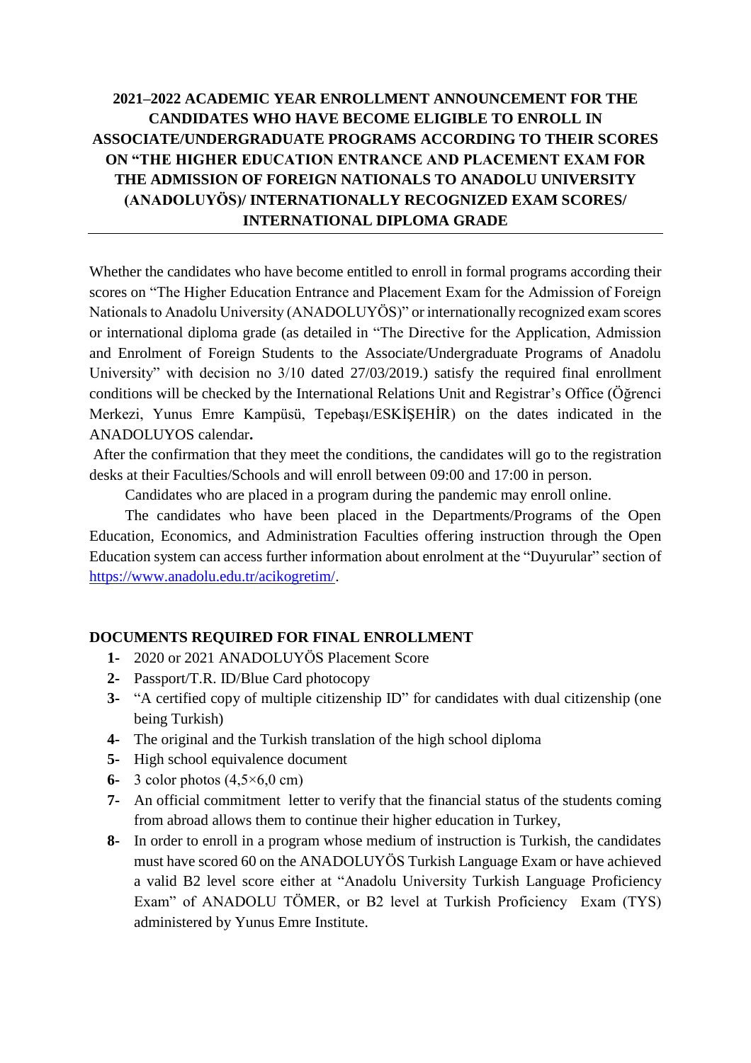# 2021–2022 ACADEMIC YEAR ENROLLMENT ANNOUNCEMENT FOR THE CANDIDATES WHO HAVE BECOME ELIGIBLE TO ENROLL IN ASSOCIATE/UNDERGRADUATE PROGRAMS ACCORDING TO THEIR SCORES ON "THE HIGHER EDUCATION ENTRANCE AND PLACEMENT EXAM FOR THE ADMISSION OF FOREIGN NATIONALS TO ANADOLU UNIVERSITY (ANADOLUYÖS)/ INTERNATIONALLY RECOGNIZED EXAM SCORES/ INTERNATIONAL DIPLOMA GRADE

Whether the candidates who have become entitled to enroll in formal programs according their scores on "The Higher Education Entrance and Placement Exam for the Admission of Foreign Nationals to Anadolu University (ANADOLUYÖS)" or internationally recognized exam scores or international diploma grade (as detailed in "The Directive for the Application, Admission and Enrolment of Foreign Students to the Associate/Undergraduate Programs of Anadolu University" with decision no 3/10 dated 27/03/2019.) satisfy the required final enrollment conditions will be checked by the International Relations Unit and Registrar's Office (Öğrenci Merkezi, Yunus Emre Kampüsü, Tepebaşı/ESKİŞEHİR) on the dates indicated in the ANADOLUYOS calendar**.**

After the confirmation that they meet the conditions, the candidates will go to the registration desks at their Faculties/Schools and will enroll between 09:00 and 17:00 in person.

Candidates who are placed in a program during the pandemic may enroll online.

The candidates who have been placed in the Departments/Programs of the Open Education, Economics, and Administration Faculties offering instruction through the Open Education system can access further information about enrolment at the "Duyurular" section of https://www.anadolu.edu.tr/acikogretim/.

## DOCUMENTS REQUIRED FOR FINAL ENROLLMENT

1- 2020 or 2021 ANADOLUYÖS Placement Score
2- Passport/T.R. ID/Blue Card photocopy
3- "A certified copy of multiple citizenship ID" for candidates with dual citizenship (one being Turkish)
4- The original and the Turkish translation of the high school diploma
5- High school equivalence document
6- 3 color photos (4,5×6,0 cm)
7- An official commitment letter to verify that the financial status of the students coming from abroad allows them to continue their higher education in Turkey,
8- In order to enroll in a program whose medium of instruction is Turkish, the candidates must have scored 60 on the ANADOLUYÖS Turkish Language Exam or have achieved a valid B2 level score either at "Anadolu University Turkish Language Proficiency Exam" of ANADOLU TÖMER, or B2 level at Turkish Proficiency Exam (TYS) administered by Yunus Emre Institute.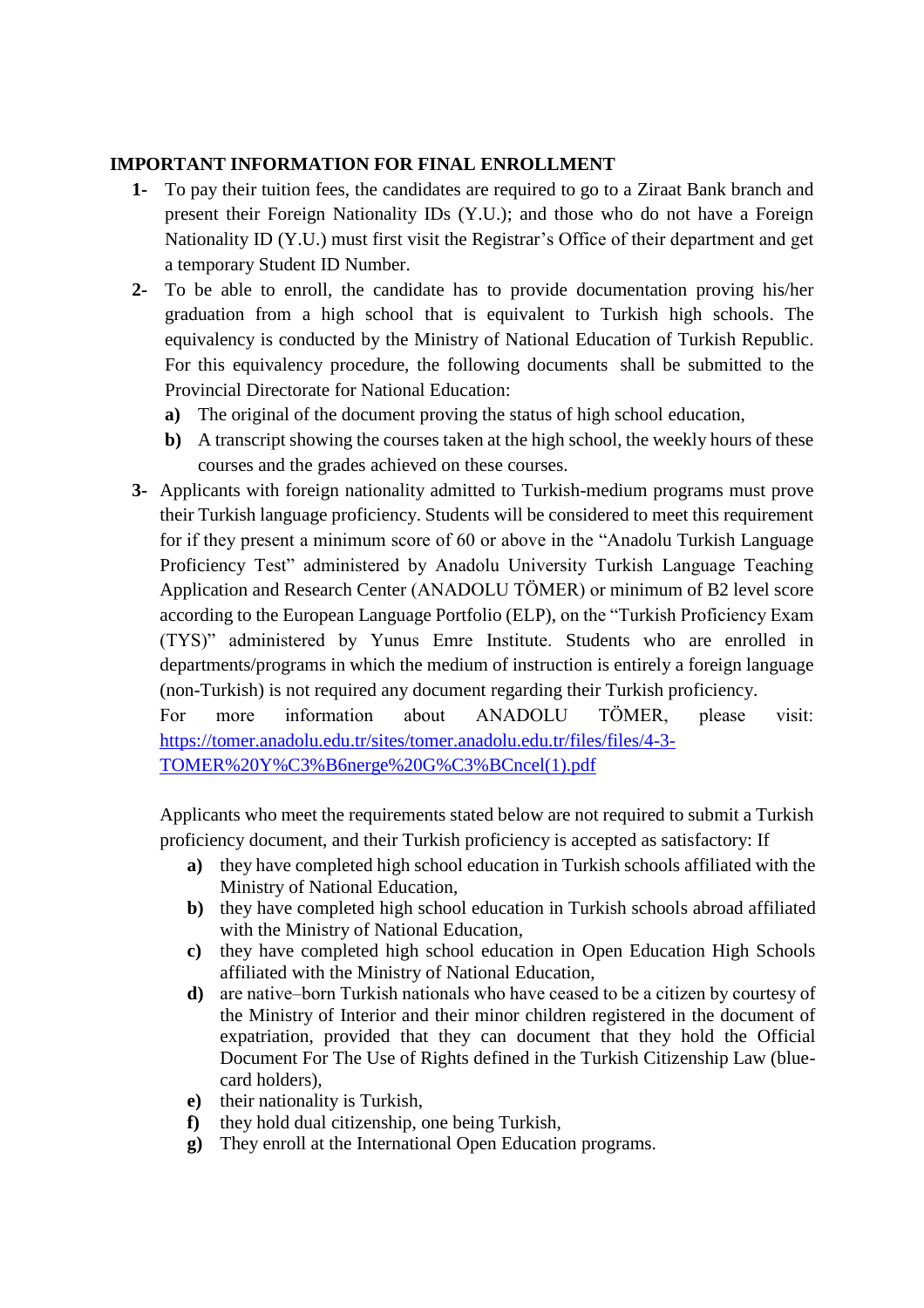**IMPORTANT INFORMATION FOR FINAL ENROLLMENT**

1- To pay their tuition fees, the candidates are required to go to a Ziraat Bank branch and present their Foreign Nationality IDs (Y.U.); and those who do not have a Foreign Nationality ID (Y.U.) must first visit the Registrar's Office of their department and get a temporary Student ID Number.

2- To be able to enroll, the candidate has to provide documentation proving his/her graduation from a high school that is equivalent to Turkish high schools. The equivalency is conducted by the Ministry of National Education of Turkish Republic. For this equivalency procedure, the following documents shall be submitted to the Provincial Directorate for National Education:

   **a)** The original of the document proving the status of high school education,

   **b)** A transcript showing the courses taken at the high school, the weekly hours of these courses and the grades achieved on these courses.

3- Applicants with foreign nationality admitted to Turkish-medium programs must prove their Turkish language proficiency. Students will be considered to meet this requirement for if they present a minimum score of 60 or above in the "Anadolu Turkish Language Proficiency Test" administered by Anadolu University Turkish Language Teaching Application and Research Center (ANADOLU TÖMER) or minimum of B2 level score according to the European Language Portfolio (ELP), on the "Turkish Proficiency Exam (TYS)" administered by Yunus Emre Institute. Students who are enrolled in departments/programs in which the medium of instruction is entirely a foreign language (non-Turkish) is not required any document regarding their Turkish proficiency.

   For more information about ANADOLU TÖMER, please visit: [https://tomer.anadolu.edu.tr/sites/tomer.anadolu.edu.tr/files/files/4-3-TOMER%20Y%C3%B6nerge%20G%C3%BCncel(1).pdf](https://tomer.anadolu.edu.tr/sites/tomer.anadolu.edu.tr/files/files/4-3-TOMER%20Y%C3%B6nerge%20G%C3%BCncel(1).pdf)

   Applicants who meet the requirements stated below are not required to submit a Turkish proficiency document, and their Turkish proficiency is accepted as satisfactory: If

   **a)** they have completed high school education in Turkish schools affiliated with the Ministry of National Education,

   **b)** they have completed high school education in Turkish schools abroad affiliated with the Ministry of National Education,

   **c)** they have completed high school education in Open Education High Schools affiliated with the Ministry of National Education,

   **d)** are native–born Turkish nationals who have ceased to be a citizen by courtesy of the Ministry of Interior and their minor children registered in the document of expatriation, provided that they can document that they hold the Official Document For The Use of Rights defined in the Turkish Citizenship Law (blue-card holders),

   **e)** their nationality is Turkish,

   **f)** they hold dual citizenship, one being Turkish,

   **g)** They enroll at the International Open Education programs.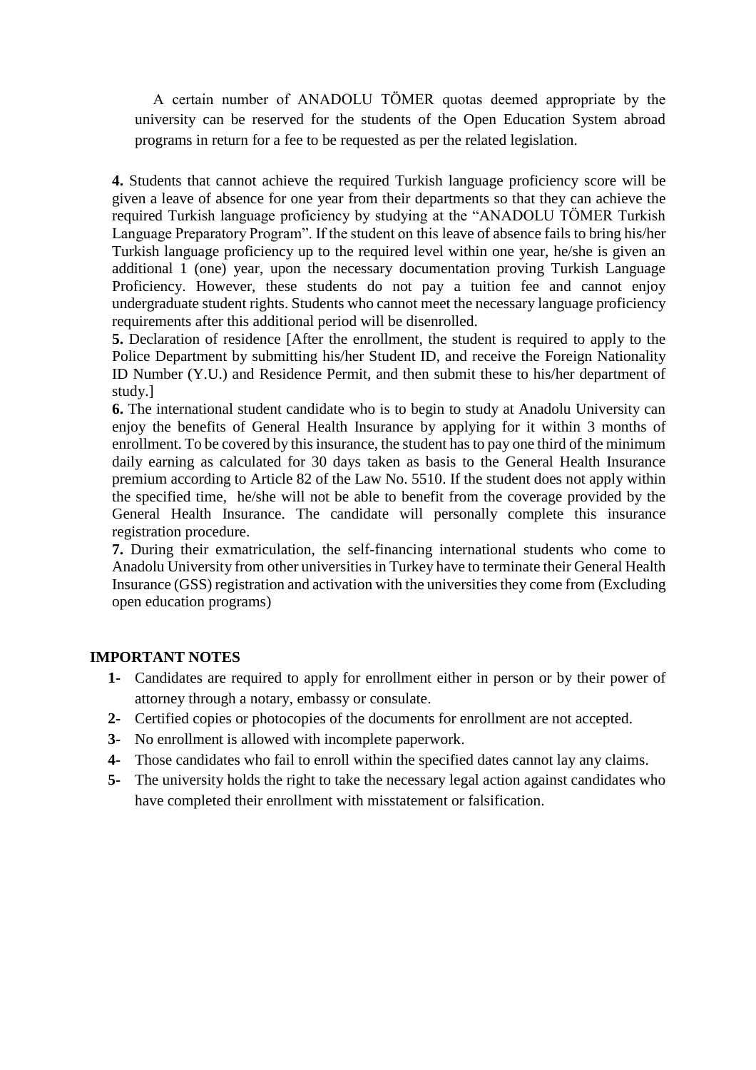A certain number of ANADOLU TÖMER quotas deemed appropriate by the university can be reserved for the students of the Open Education System abroad programs in return for a fee to be requested as per the related legislation.

**4.** Students that cannot achieve the required Turkish language proficiency score will be given a leave of absence for one year from their departments so that they can achieve the required Turkish language proficiency by studying at the "ANADOLU TÖMER Turkish Language Preparatory Program". If the student on this leave of absence fails to bring his/her Turkish language proficiency up to the required level within one year, he/she is given an additional 1 (one) year, upon the necessary documentation proving Turkish Language Proficiency. However, these students do not pay a tuition fee and cannot enjoy undergraduate student rights. Students who cannot meet the necessary language proficiency requirements after this additional period will be disenrolled.

**5.** Declaration of residence [After the enrollment, the student is required to apply to the Police Department by submitting his/her Student ID, and receive the Foreign Nationality ID Number (Y.U.) and Residence Permit, and then submit these to his/her department of study.]

**6.** The international student candidate who is to begin to study at Anadolu University can enjoy the benefits of General Health Insurance by applying for it within 3 months of enrollment. To be covered by this insurance, the student has to pay one third of the minimum daily earning as calculated for 30 days taken as basis to the General Health Insurance premium according to Article 82 of the Law No. 5510. If the student does not apply within the specified time, he/she will not be able to benefit from the coverage provided by the General Health Insurance. The candidate will personally complete this insurance registration procedure.

**7.** During their exmatriculation, the self-financing international students who come to Anadolu University from other universities in Turkey have to terminate their General Health Insurance (GSS) registration and activation with the universities they come from (Excluding open education programs)

## IMPORTANT NOTES

1- Candidates are required to apply for enrollment either in person or by their power of attorney through a notary, embassy or consulate.

2- Certified copies or photocopies of the documents for enrollment are not accepted.

3- No enrollment is allowed with incomplete paperwork.

4- Those candidates who fail to enroll within the specified dates cannot lay any claims.

5- The university holds the right to take the necessary legal action against candidates who have completed their enrollment with misstatement or falsification.